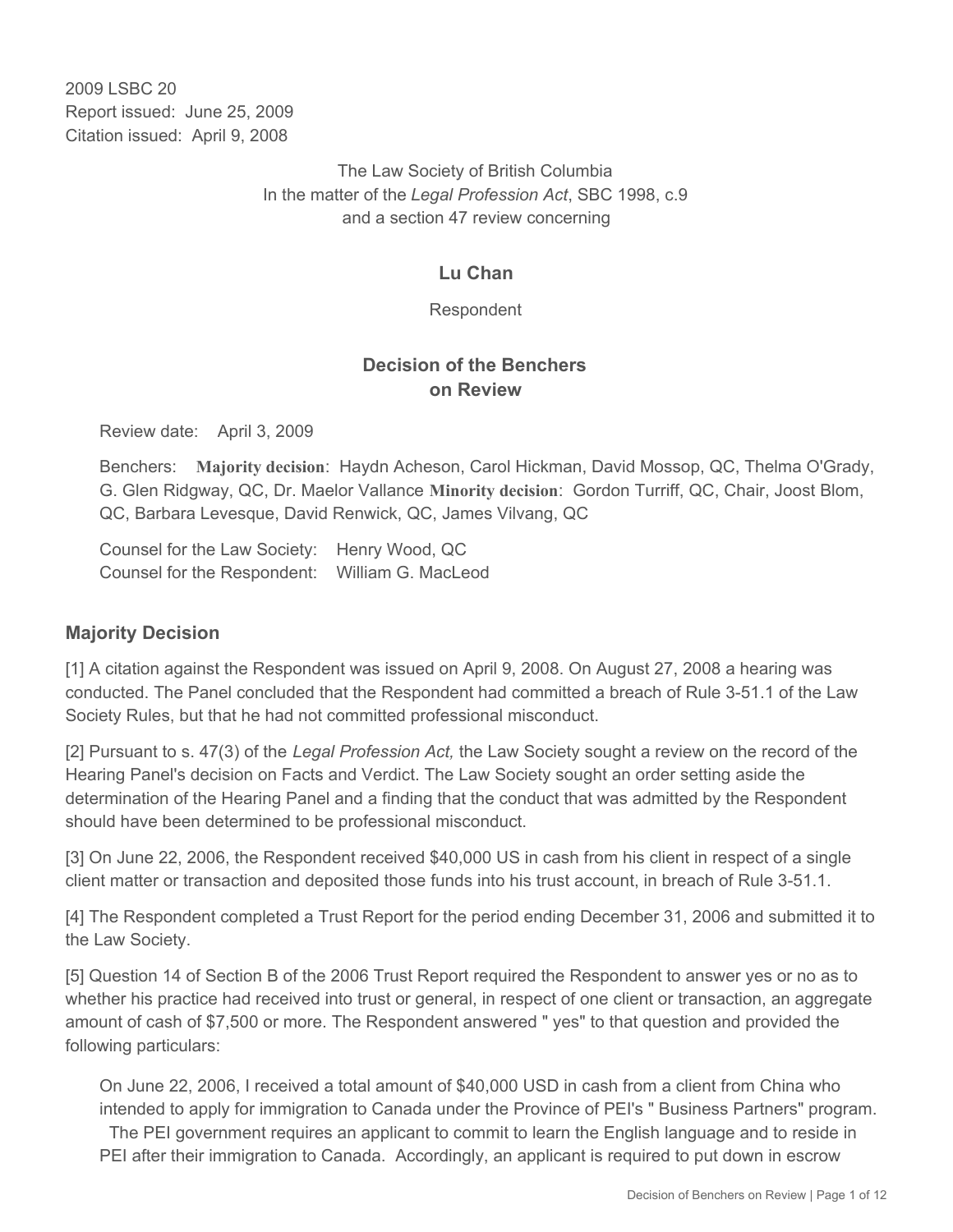2009 LSBC 20
Report issued: June 25, 2009
Citation issued: April 9, 2008

The Law Society of British Columbia
In the matter of the *Legal Profession Act*, SBC 1998, c.9
and a section 47 review concerning

**Lu Chan**

Respondent

## Decision of the Benchers on Review

Review date: April 3, 2009

Benchers: **Majority decision**: Haydn Acheson, Carol Hickman, David Mossop, QC, Thelma O'Grady, G. Glen Ridgway, QC, Dr. Maelor Vallance **Minority decision**: Gordon Turriff, QC, Chair, Joost Blom, QC, Barbara Levesque, David Renwick, QC, James Vilvang, QC

Counsel for the Law Society: Henry Wood, QC
Counsel for the Respondent: William G. MacLeod

### Majority Decision

[1] A citation against the Respondent was issued on April 9, 2008. On August 27, 2008 a hearing was conducted. The Panel concluded that the Respondent had committed a breach of Rule 3-51.1 of the Law Society Rules, but that he had not committed professional misconduct.

[2] Pursuant to s. 47(3) of the *Legal Profession Act,* the Law Society sought a review on the record of the Hearing Panel's decision on Facts and Verdict. The Law Society sought an order setting aside the determination of the Hearing Panel and a finding that the conduct that was admitted by the Respondent should have been determined to be professional misconduct.

[3] On June 22, 2006, the Respondent received $40,000 US in cash from his client in respect of a single client matter or transaction and deposited those funds into his trust account, in breach of Rule 3-51.1.

[4] The Respondent completed a Trust Report for the period ending December 31, 2006 and submitted it to the Law Society.

[5] Question 14 of Section B of the 2006 Trust Report required the Respondent to answer yes or no as to whether his practice had received into trust or general, in respect of one client or transaction, an aggregate amount of cash of $7,500 or more. The Respondent answered " yes" to that question and provided the following particulars:

> On June 22, 2006, I received a total amount of $40,000 USD in cash from a client from China who intended to apply for immigration to Canada under the Province of PEI's " Business Partners" program. The PEI government requires an applicant to commit to learn the English language and to reside in PEI after their immigration to Canada. Accordingly, an applicant is required to put down in escrow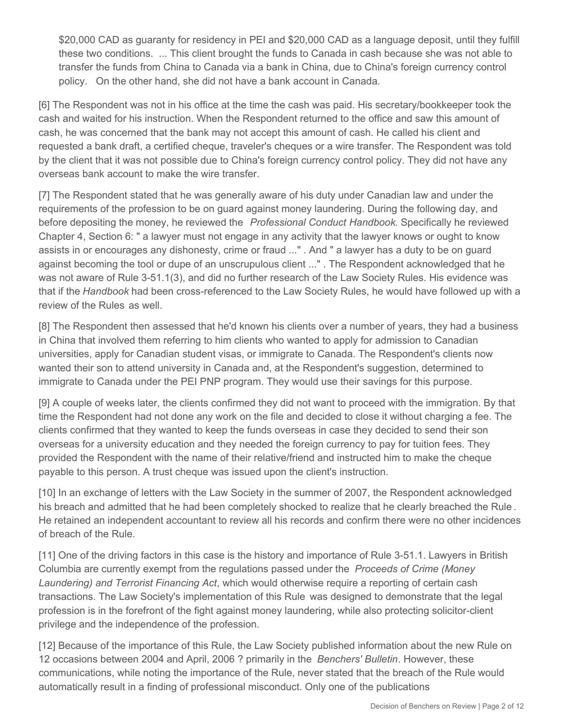> $20,000 CAD as guaranty for residency in PEI and $20,000 CAD as a language deposit, until they fulfill these two conditions. ... This client brought the funds to Canada in cash because she was not able to transfer the funds from China to Canada via a bank in China, due to China's foreign currency control policy. On the other hand, she did not have a bank account in Canada.

[6] The Respondent was not in his office at the time the cash was paid. His secretary/bookkeeper took the cash and waited for his instruction. When the Respondent returned to the office and saw this amount of cash, he was concerned that the bank may not accept this amount of cash. He called his client and requested a bank draft, a certified cheque, traveler's cheques or a wire transfer. The Respondent was told by the client that it was not possible due to China's foreign currency control policy. They did not have any overseas bank account to make the wire transfer.

[7] The Respondent stated that he was generally aware of his duty under Canadian law and under the requirements of the profession to be on guard against money laundering. During the following day, and before depositing the money, he reviewed the *Professional Conduct Handbook.* Specifically he reviewed Chapter 4, Section 6: " a lawyer must not engage in any activity that the lawyer knows or ought to know assists in or encourages any dishonesty, crime or fraud ..." . And " a lawyer has a duty to be on guard against becoming the tool or dupe of an unscrupulous client ..." . The Respondent acknowledged that he was not aware of Rule 3-51.1(3), and did no further research of the Law Society Rules. His evidence was that if the *Handbook* had been cross-referenced to the Law Society Rules, he would have followed up with a review of the Rules as well.

[8] The Respondent then assessed that he'd known his clients over a number of years, they had a business in China that involved them referring to him clients who wanted to apply for admission to Canadian universities, apply for Canadian student visas, or immigrate to Canada. The Respondent's clients now wanted their son to attend university in Canada and, at the Respondent's suggestion, determined to immigrate to Canada under the PEI PNP program. They would use their savings for this purpose.

[9] A couple of weeks later, the clients confirmed they did not want to proceed with the immigration. By that time the Respondent had not done any work on the file and decided to close it without charging a fee. The clients confirmed that they wanted to keep the funds overseas in case they decided to send their son overseas for a university education and they needed the foreign currency to pay for tuition fees. They provided the Respondent with the name of their relative/friend and instructed him to make the cheque payable to this person. A trust cheque was issued upon the client's instruction.

[10] In an exchange of letters with the Law Society in the summer of 2007, the Respondent acknowledged his breach and admitted that he had been completely shocked to realize that he clearly breached the Rule. He retained an independent accountant to review all his records and confirm there were no other incidences of breach of the Rule.

[11] One of the driving factors in this case is the history and importance of Rule 3-51.1. Lawyers in British Columbia are currently exempt from the regulations passed under the *Proceeds of Crime (Money Laundering) and Terrorist Financing Act*, which would otherwise require a reporting of certain cash transactions. The Law Society's implementation of this Rule was designed to demonstrate that the legal profession is in the forefront of the fight against money laundering, while also protecting solicitor-client privilege and the independence of the profession.

[12] Because of the importance of this Rule, the Law Society published information about the new Rule on 12 occasions between 2004 and April, 2006 ? primarily in the *Benchers' Bulletin*. However, these communications, while noting the importance of the Rule, never stated that the breach of the Rule would automatically result in a finding of professional misconduct. Only one of the publications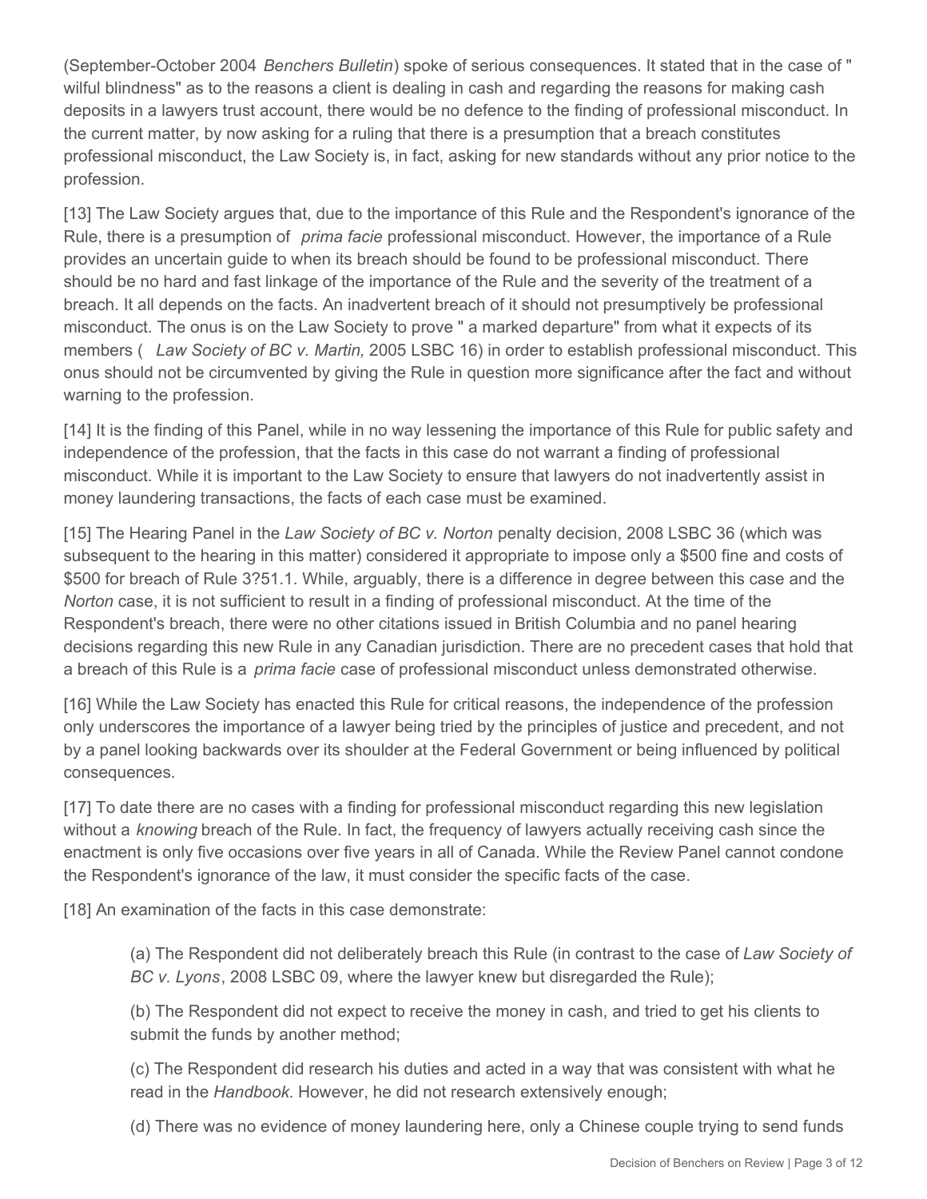(September-October 2004 *Benchers Bulletin*) spoke of serious consequences. It stated that in the case of " wilful blindness" as to the reasons a client is dealing in cash and regarding the reasons for making cash deposits in a lawyers trust account, there would be no defence to the finding of professional misconduct. In the current matter, by now asking for a ruling that there is a presumption that a breach constitutes professional misconduct, the Law Society is, in fact, asking for new standards without any prior notice to the profession.

[13] The Law Society argues that, due to the importance of this Rule and the Respondent's ignorance of the Rule, there is a presumption of *prima facie* professional misconduct. However, the importance of a Rule provides an uncertain guide to when its breach should be found to be professional misconduct. There should be no hard and fast linkage of the importance of the Rule and the severity of the treatment of a breach. It all depends on the facts. An inadvertent breach of it should not presumptively be professional misconduct. The onus is on the Law Society to prove " a marked departure" from what it expects of its members ( *Law Society of BC v. Martin,* 2005 LSBC 16) in order to establish professional misconduct. This onus should not be circumvented by giving the Rule in question more significance after the fact and without warning to the profession.

[14] It is the finding of this Panel, while in no way lessening the importance of this Rule for public safety and independence of the profession, that the facts in this case do not warrant a finding of professional misconduct. While it is important to the Law Society to ensure that lawyers do not inadvertently assist in money laundering transactions, the facts of each case must be examined.

[15] The Hearing Panel in the *Law Society of BC v. Norton* penalty decision, 2008 LSBC 36 (which was subsequent to the hearing in this matter) considered it appropriate to impose only a $500 fine and costs of $500 for breach of Rule 3?51.1. While, arguably, there is a difference in degree between this case and the *Norton* case, it is not sufficient to result in a finding of professional misconduct. At the time of the Respondent's breach, there were no other citations issued in British Columbia and no panel hearing decisions regarding this new Rule in any Canadian jurisdiction. There are no precedent cases that hold that a breach of this Rule is a *prima facie* case of professional misconduct unless demonstrated otherwise.

[16] While the Law Society has enacted this Rule for critical reasons, the independence of the profession only underscores the importance of a lawyer being tried by the principles of justice and precedent, and not by a panel looking backwards over its shoulder at the Federal Government or being influenced by political consequences.

[17] To date there are no cases with a finding for professional misconduct regarding this new legislation without a *knowing* breach of the Rule. In fact, the frequency of lawyers actually receiving cash since the enactment is only five occasions over five years in all of Canada. While the Review Panel cannot condone the Respondent's ignorance of the law, it must consider the specific facts of the case.

[18] An examination of the facts in this case demonstrate:

(a) The Respondent did not deliberately breach this Rule (in contrast to the case of *Law Society of BC v. Lyons*, 2008 LSBC 09, where the lawyer knew but disregarded the Rule);

(b) The Respondent did not expect to receive the money in cash, and tried to get his clients to submit the funds by another method;

(c) The Respondent did research his duties and acted in a way that was consistent with what he read in the *Handbook.* However, he did not research extensively enough;

(d) There was no evidence of money laundering here, only a Chinese couple trying to send funds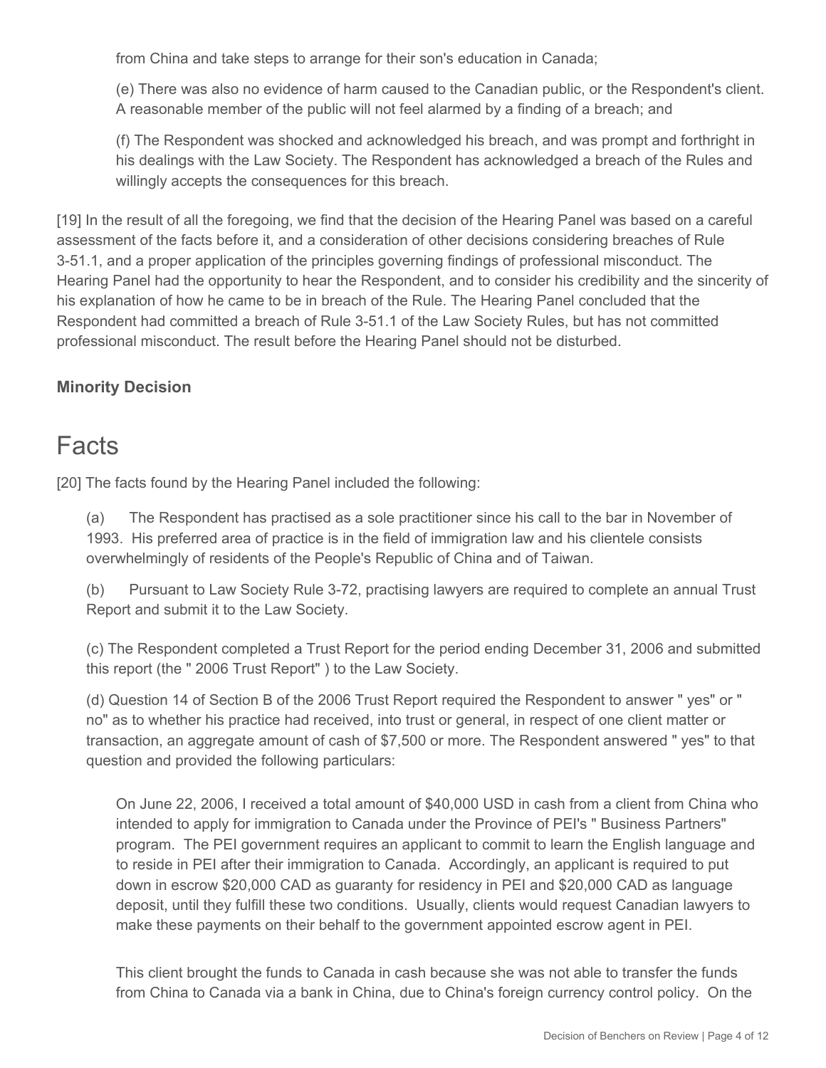from China and take steps to arrange for their son's education in Canada;

(e) There was also no evidence of harm caused to the Canadian public, or the Respondent's client. A reasonable member of the public will not feel alarmed by a finding of a breach; and

(f) The Respondent was shocked and acknowledged his breach, and was prompt and forthright in his dealings with the Law Society. The Respondent has acknowledged a breach of the Rules and willingly accepts the consequences for this breach.

[19] In the result of all the foregoing, we find that the decision of the Hearing Panel was based on a careful assessment of the facts before it, and a consideration of other decisions considering breaches of Rule 3-51.1, and a proper application of the principles governing findings of professional misconduct. The Hearing Panel had the opportunity to hear the Respondent, and to consider his credibility and the sincerity of his explanation of how he came to be in breach of the Rule. The Hearing Panel concluded that the Respondent had committed a breach of Rule 3-51.1 of the Law Society Rules, but has not committed professional misconduct. The result before the Hearing Panel should not be disturbed.

**Minority Decision**

# Facts

[20] The facts found by the Hearing Panel included the following:

(a) The Respondent has practised as a sole practitioner since his call to the bar in November of 1993. His preferred area of practice is in the field of immigration law and his clientele consists overwhelmingly of residents of the People's Republic of China and of Taiwan.

(b) Pursuant to Law Society Rule 3-72, practising lawyers are required to complete an annual Trust Report and submit it to the Law Society.

(c) The Respondent completed a Trust Report for the period ending December 31, 2006 and submitted this report (the " 2006 Trust Report" ) to the Law Society.

(d) Question 14 of Section B of the 2006 Trust Report required the Respondent to answer " yes" or " no" as to whether his practice had received, into trust or general, in respect of one client matter or transaction, an aggregate amount of cash of $7,500 or more. The Respondent answered " yes" to that question and provided the following particulars:

> On June 22, 2006, I received a total amount of $40,000 USD in cash from a client from China who intended to apply for immigration to Canada under the Province of PEI's " Business Partners" program. The PEI government requires an applicant to commit to learn the English language and to reside in PEI after their immigration to Canada. Accordingly, an applicant is required to put down in escrow $20,000 CAD as guaranty for residency in PEI and $20,000 CAD as language deposit, until they fulfill these two conditions. Usually, clients would request Canadian lawyers to make these payments on their behalf to the government appointed escrow agent in PEI.
>
> This client brought the funds to Canada in cash because she was not able to transfer the funds from China to Canada via a bank in China, due to China's foreign currency control policy. On the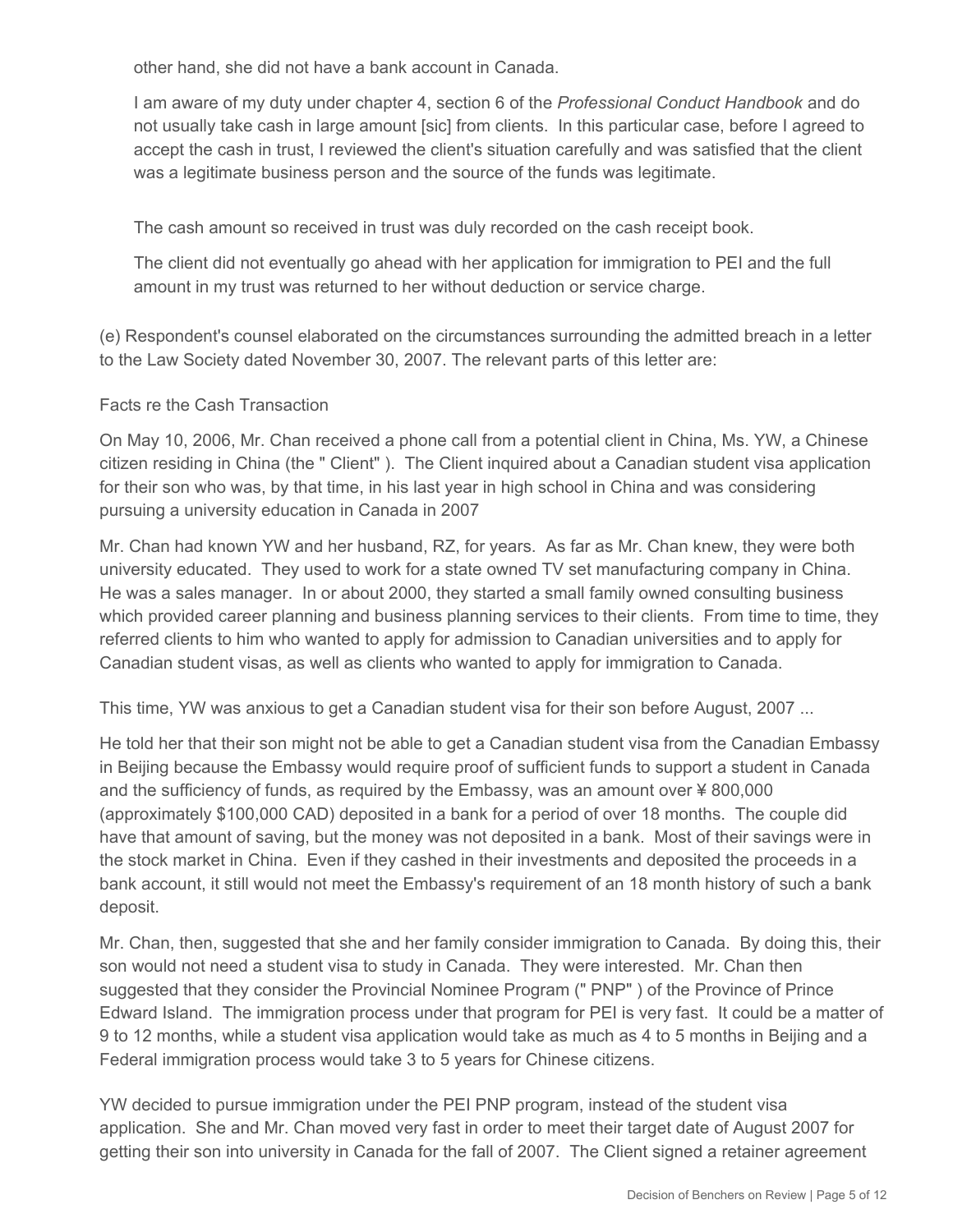other hand, she did not have a bank account in Canada.

> I am aware of my duty under chapter 4, section 6 of the *Professional Conduct Handbook* and do not usually take cash in large amount [sic] from clients. In this particular case, before I agreed to accept the cash in trust, I reviewed the client's situation carefully and was satisfied that the client was a legitimate business person and the source of the funds was legitimate.
>
> The cash amount so received in trust was duly recorded on the cash receipt book.
>
> The client did not eventually go ahead with her application for immigration to PEI and the full amount in my trust was returned to her without deduction or service charge.

(e) Respondent's counsel elaborated on the circumstances surrounding the admitted breach in a letter to the Law Society dated November 30, 2007. The relevant parts of this letter are:

Facts re the Cash Transaction

On May 10, 2006, Mr. Chan received a phone call from a potential client in China, Ms. YW, a Chinese citizen residing in China (the " Client" ). The Client inquired about a Canadian student visa application for their son who was, by that time, in his last year in high school in China and was considering pursuing a university education in Canada in 2007

Mr. Chan had known YW and her husband, RZ, for years. As far as Mr. Chan knew, they were both university educated. They used to work for a state owned TV set manufacturing company in China. He was a sales manager. In or about 2000, they started a small family owned consulting business which provided career planning and business planning services to their clients. From time to time, they referred clients to him who wanted to apply for admission to Canadian universities and to apply for Canadian student visas, as well as clients who wanted to apply for immigration to Canada.

This time, YW was anxious to get a Canadian student visa for their son before August, 2007 ...

He told her that their son might not be able to get a Canadian student visa from the Canadian Embassy in Beijing because the Embassy would require proof of sufficient funds to support a student in Canada and the sufficiency of funds, as required by the Embassy, was an amount over ¥ 800,000 (approximately $100,000 CAD) deposited in a bank for a period of over 18 months. The couple did have that amount of saving, but the money was not deposited in a bank. Most of their savings were in the stock market in China. Even if they cashed in their investments and deposited the proceeds in a bank account, it still would not meet the Embassy's requirement of an 18 month history of such a bank deposit.

Mr. Chan, then, suggested that she and her family consider immigration to Canada. By doing this, their son would not need a student visa to study in Canada. They were interested. Mr. Chan then suggested that they consider the Provincial Nominee Program (" PNP" ) of the Province of Prince Edward Island. The immigration process under that program for PEI is very fast. It could be a matter of 9 to 12 months, while a student visa application would take as much as 4 to 5 months in Beijing and a Federal immigration process would take 3 to 5 years for Chinese citizens.

YW decided to pursue immigration under the PEI PNP program, instead of the student visa application. She and Mr. Chan moved very fast in order to meet their target date of August 2007 for getting their son into university in Canada for the fall of 2007. The Client signed a retainer agreement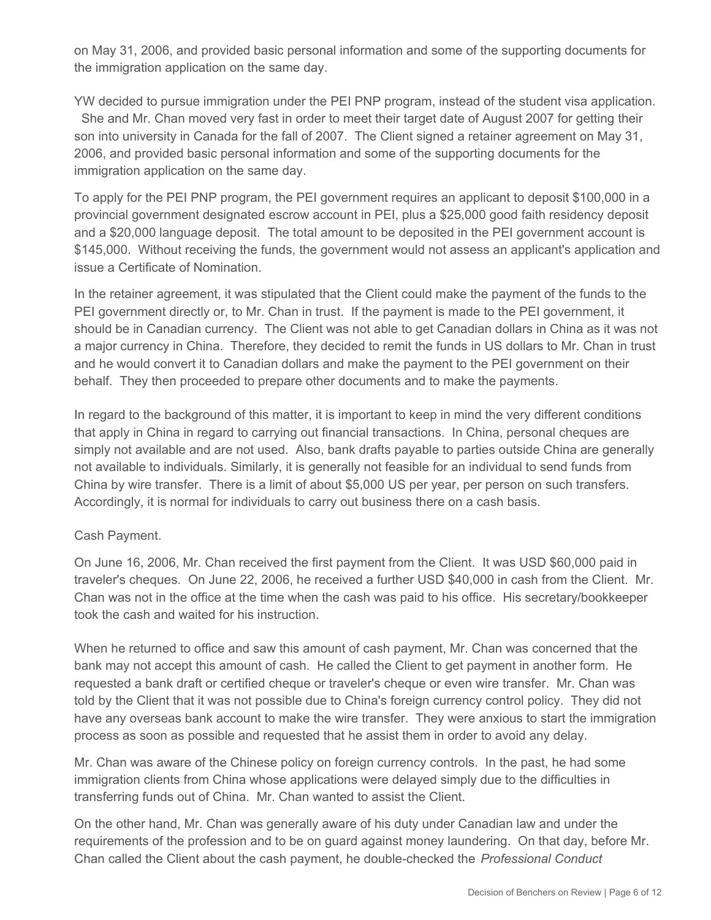on May 31, 2006, and provided basic personal information and some of the supporting documents for the immigration application on the same day.

YW decided to pursue immigration under the PEI PNP program, instead of the student visa application. She and Mr. Chan moved very fast in order to meet their target date of August 2007 for getting their son into university in Canada for the fall of 2007. The Client signed a retainer agreement on May 31, 2006, and provided basic personal information and some of the supporting documents for the immigration application on the same day.

To apply for the PEI PNP program, the PEI government requires an applicant to deposit $100,000 in a provincial government designated escrow account in PEI, plus a $25,000 good faith residency deposit and a $20,000 language deposit. The total amount to be deposited in the PEI government account is $145,000. Without receiving the funds, the government would not assess an applicant's application and issue a Certificate of Nomination.

In the retainer agreement, it was stipulated that the Client could make the payment of the funds to the PEI government directly or, to Mr. Chan in trust. If the payment is made to the PEI government, it should be in Canadian currency. The Client was not able to get Canadian dollars in China as it was not a major currency in China. Therefore, they decided to remit the funds in US dollars to Mr. Chan in trust and he would convert it to Canadian dollars and make the payment to the PEI government on their behalf. They then proceeded to prepare other documents and to make the payments.

In regard to the background of this matter, it is important to keep in mind the very different conditions that apply in China in regard to carrying out financial transactions. In China, personal cheques are simply not available and are not used. Also, bank drafts payable to parties outside China are generally not available to individuals. Similarly, it is generally not feasible for an individual to send funds from China by wire transfer. There is a limit of about $5,000 US per year, per person on such transfers. Accordingly, it is normal for individuals to carry out business there on a cash basis.

Cash Payment.

On June 16, 2006, Mr. Chan received the first payment from the Client. It was USD $60,000 paid in traveler's cheques. On June 22, 2006, he received a further USD $40,000 in cash from the Client. Mr. Chan was not in the office at the time when the cash was paid to his office. His secretary/bookkeeper took the cash and waited for his instruction.

When he returned to office and saw this amount of cash payment, Mr. Chan was concerned that the bank may not accept this amount of cash. He called the Client to get payment in another form. He requested a bank draft or certified cheque or traveler's cheque or even wire transfer. Mr. Chan was told by the Client that it was not possible due to China's foreign currency control policy. They did not have any overseas bank account to make the wire transfer. They were anxious to start the immigration process as soon as possible and requested that he assist them in order to avoid any delay.

Mr. Chan was aware of the Chinese policy on foreign currency controls. In the past, he had some immigration clients from China whose applications were delayed simply due to the difficulties in transferring funds out of China. Mr. Chan wanted to assist the Client.

On the other hand, Mr. Chan was generally aware of his duty under Canadian law and under the requirements of the profession and to be on guard against money laundering. On that day, before Mr. Chan called the Client about the cash payment, he double-checked the *Professional Conduct*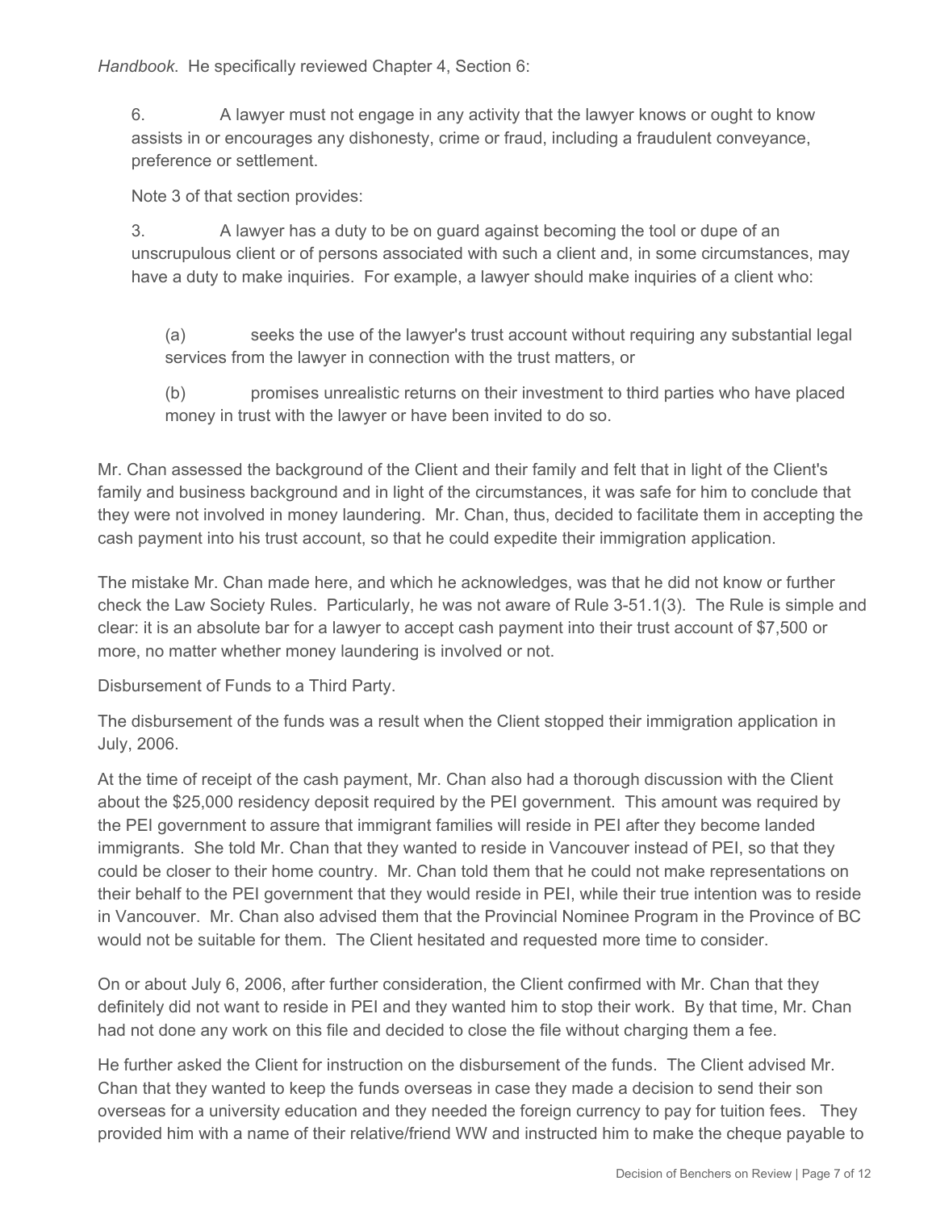*Handbook*. He specifically reviewed Chapter 4, Section 6:

> 6. A lawyer must not engage in any activity that the lawyer knows or ought to know assists in or encourages any dishonesty, crime or fraud, including a fraudulent conveyance, preference or settlement.
>
> Note 3 of that section provides:
>
> 3. A lawyer has a duty to be on guard against becoming the tool or dupe of an unscrupulous client or of persons associated with such a client and, in some circumstances, may have a duty to make inquiries. For example, a lawyer should make inquiries of a client who:
>
> > (a) seeks the use of the lawyer's trust account without requiring any substantial legal services from the lawyer in connection with the trust matters, or
> >
> > (b) promises unrealistic returns on their investment to third parties who have placed money in trust with the lawyer or have been invited to do so.

Mr. Chan assessed the background of the Client and their family and felt that in light of the Client's family and business background and in light of the circumstances, it was safe for him to conclude that they were not involved in money laundering. Mr. Chan, thus, decided to facilitate them in accepting the cash payment into his trust account, so that he could expedite their immigration application.

The mistake Mr. Chan made here, and which he acknowledges, was that he did not know or further check the Law Society Rules. Particularly, he was not aware of Rule 3-51.1(3). The Rule is simple and clear: it is an absolute bar for a lawyer to accept cash payment into their trust account of $7,500 or more, no matter whether money laundering is involved or not.

Disbursement of Funds to a Third Party.

The disbursement of the funds was a result when the Client stopped their immigration application in July, 2006.

At the time of receipt of the cash payment, Mr. Chan also had a thorough discussion with the Client about the $25,000 residency deposit required by the PEI government. This amount was required by the PEI government to assure that immigrant families will reside in PEI after they become landed immigrants. She told Mr. Chan that they wanted to reside in Vancouver instead of PEI, so that they could be closer to their home country. Mr. Chan told them that he could not make representations on their behalf to the PEI government that they would reside in PEI, while their true intention was to reside in Vancouver. Mr. Chan also advised them that the Provincial Nominee Program in the Province of BC would not be suitable for them. The Client hesitated and requested more time to consider.

On or about July 6, 2006, after further consideration, the Client confirmed with Mr. Chan that they definitely did not want to reside in PEI and they wanted him to stop their work. By that time, Mr. Chan had not done any work on this file and decided to close the file without charging them a fee.

He further asked the Client for instruction on the disbursement of the funds. The Client advised Mr. Chan that they wanted to keep the funds overseas in case they made a decision to send their son overseas for a university education and they needed the foreign currency to pay for tuition fees. They provided him with a name of their relative/friend WW and instructed him to make the cheque payable to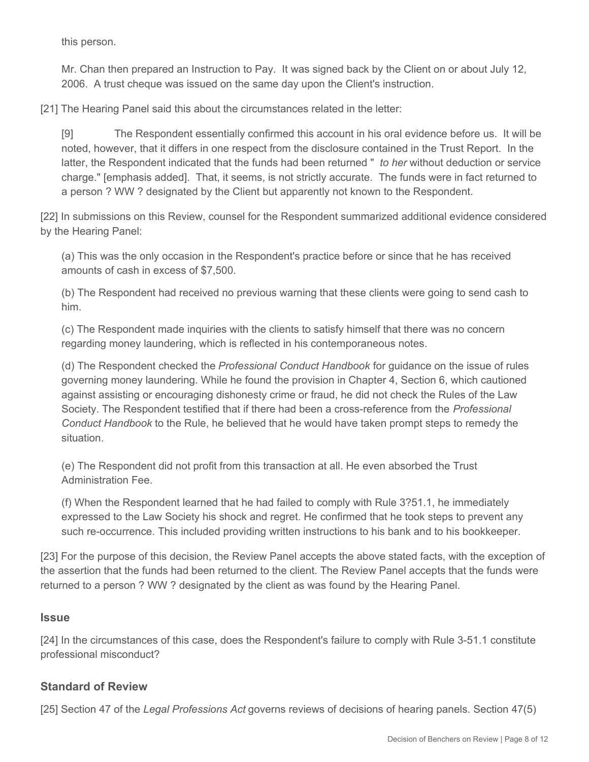this person.

> Mr. Chan then prepared an Instruction to Pay. It was signed back by the Client on or about July 12, 2006. A trust cheque was issued on the same day upon the Client's instruction.

[21] The Hearing Panel said this about the circumstances related in the letter:

> [9] The Respondent essentially confirmed this account in his oral evidence before us. It will be noted, however, that it differs in one respect from the disclosure contained in the Trust Report. In the latter, the Respondent indicated that the funds had been returned " *to her* without deduction or service charge." [emphasis added]. That, it seems, is not strictly accurate. The funds were in fact returned to a person ? WW ? designated by the Client but apparently not known to the Respondent.

[22] In submissions on this Review, counsel for the Respondent summarized additional evidence considered by the Hearing Panel:

> (a) This was the only occasion in the Respondent's practice before or since that he has received amounts of cash in excess of $7,500.
>
> (b) The Respondent had received no previous warning that these clients were going to send cash to him.
>
> (c) The Respondent made inquiries with the clients to satisfy himself that there was no concern regarding money laundering, which is reflected in his contemporaneous notes.
>
> (d) The Respondent checked the *Professional Conduct Handbook* for guidance on the issue of rules governing money laundering. While he found the provision in Chapter 4, Section 6, which cautioned against assisting or encouraging dishonesty crime or fraud, he did not check the Rules of the Law Society. The Respondent testified that if there had been a cross-reference from the *Professional Conduct Handbook* to the Rule, he believed that he would have taken prompt steps to remedy the situation.
>
> (e) The Respondent did not profit from this transaction at all. He even absorbed the Trust Administration Fee.
>
> (f) When the Respondent learned that he had failed to comply with Rule 3?51.1, he immediately expressed to the Law Society his shock and regret. He confirmed that he took steps to prevent any such re-occurrence. This included providing written instructions to his bank and to his bookkeeper.

[23] For the purpose of this decision, the Review Panel accepts the above stated facts, with the exception of the assertion that the funds had been returned to the client. The Review Panel accepts that the funds were returned to a person ? WW ? designated by the client as was found by the Hearing Panel.

## Issue

[24] In the circumstances of this case, does the Respondent's failure to comply with Rule 3-51.1 constitute professional misconduct?

## Standard of Review

[25] Section 47 of the *Legal Professions Act* governs reviews of decisions of hearing panels. Section 47(5)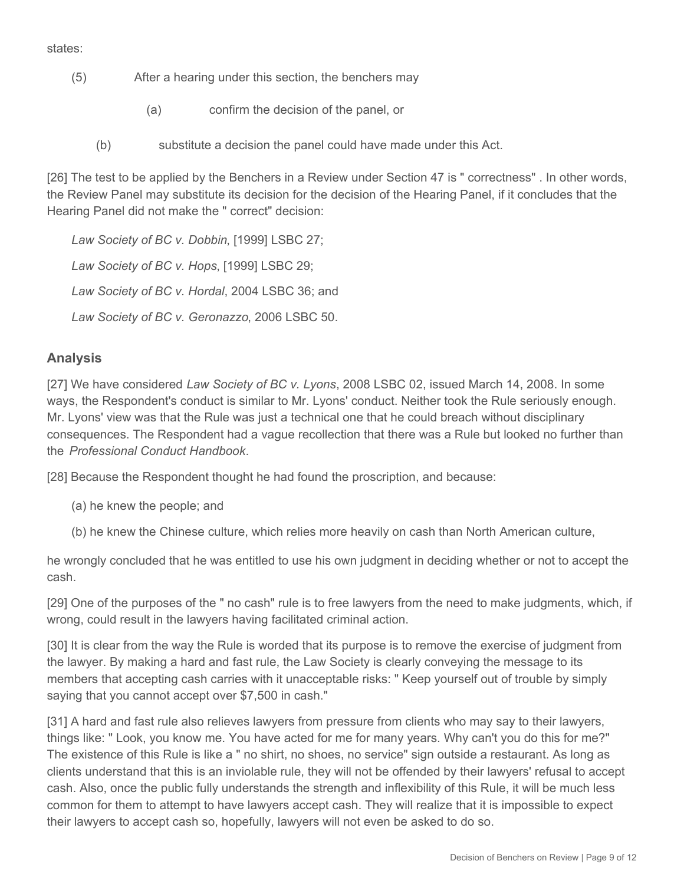states:

(5) After a hearing under this section, the benchers may

(a) confirm the decision of the panel, or

(b) substitute a decision the panel could have made under this Act.

[26] The test to be applied by the Benchers in a Review under Section 47 is " correctness" . In other words, the Review Panel may substitute its decision for the decision of the Hearing Panel, if it concludes that the Hearing Panel did not make the " correct" decision:

*Law Society of BC v. Dobbin*, [1999] LSBC 27;

*Law Society of BC v. Hops*, [1999] LSBC 29;

*Law Society of BC v. Hordal*, 2004 LSBC 36; and

*Law Society of BC v. Geronazzo*, 2006 LSBC 50.

## Analysis

[27] We have considered *Law Society of BC v. Lyons*, 2008 LSBC 02, issued March 14, 2008. In some ways, the Respondent's conduct is similar to Mr. Lyons' conduct. Neither took the Rule seriously enough. Mr. Lyons' view was that the Rule was just a technical one that he could breach without disciplinary consequences. The Respondent had a vague recollection that there was a Rule but looked no further than the *Professional Conduct Handbook*.

[28] Because the Respondent thought he had found the proscription, and because:

(a) he knew the people; and

(b) he knew the Chinese culture, which relies more heavily on cash than North American culture,

he wrongly concluded that he was entitled to use his own judgment in deciding whether or not to accept the cash.

[29] One of the purposes of the " no cash" rule is to free lawyers from the need to make judgments, which, if wrong, could result in the lawyers having facilitated criminal action.

[30] It is clear from the way the Rule is worded that its purpose is to remove the exercise of judgment from the lawyer. By making a hard and fast rule, the Law Society is clearly conveying the message to its members that accepting cash carries with it unacceptable risks: " Keep yourself out of trouble by simply saying that you cannot accept over $7,500 in cash."

[31] A hard and fast rule also relieves lawyers from pressure from clients who may say to their lawyers, things like: " Look, you know me. You have acted for me for many years. Why can't you do this for me?" The existence of this Rule is like a " no shirt, no shoes, no service" sign outside a restaurant. As long as clients understand that this is an inviolable rule, they will not be offended by their lawyers' refusal to accept cash. Also, once the public fully understands the strength and inflexibility of this Rule, it will be much less common for them to attempt to have lawyers accept cash. They will realize that it is impossible to expect their lawyers to accept cash so, hopefully, lawyers will not even be asked to do so.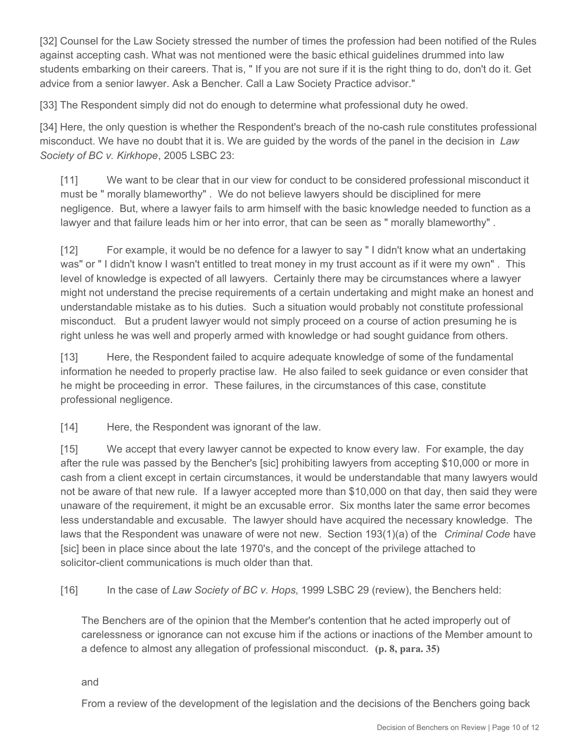[32] Counsel for the Law Society stressed the number of times the profession had been notified of the Rules against accepting cash. What was not mentioned were the basic ethical guidelines drummed into law students embarking on their careers. That is, " If you are not sure if it is the right thing to do, don't do it. Get advice from a senior lawyer. Ask a Bencher. Call a Law Society Practice advisor."

[33] The Respondent simply did not do enough to determine what professional duty he owed.

[34] Here, the only question is whether the Respondent's breach of the no-cash rule constitutes professional misconduct. We have no doubt that it is. We are guided by the words of the panel in the decision in *Law Society of BC v. Kirkhope*, 2005 LSBC 23:

> [11] We want to be clear that in our view for conduct to be considered professional misconduct it must be " morally blameworthy" . We do not believe lawyers should be disciplined for mere negligence. But, where a lawyer fails to arm himself with the basic knowledge needed to function as a lawyer and that failure leads him or her into error, that can be seen as " morally blameworthy" .
>
> [12] For example, it would be no defence for a lawyer to say " I didn't know what an undertaking was" or " I didn't know I wasn't entitled to treat money in my trust account as if it were my own" . This level of knowledge is expected of all lawyers. Certainly there may be circumstances where a lawyer might not understand the precise requirements of a certain undertaking and might make an honest and understandable mistake as to his duties. Such a situation would probably not constitute professional misconduct. But a prudent lawyer would not simply proceed on a course of action presuming he is right unless he was well and properly armed with knowledge or had sought guidance from others.
>
> [13] Here, the Respondent failed to acquire adequate knowledge of some of the fundamental information he needed to properly practise law. He also failed to seek guidance or even consider that he might be proceeding in error. These failures, in the circumstances of this case, constitute professional negligence.
>
> [14] Here, the Respondent was ignorant of the law.
>
> [15] We accept that every lawyer cannot be expected to know every law. For example, the day after the rule was passed by the Bencher's [sic] prohibiting lawyers from accepting $10,000 or more in cash from a client except in certain circumstances, it would be understandable that many lawyers would not be aware of that new rule. If a lawyer accepted more than $10,000 on that day, then said they were unaware of the requirement, it might be an excusable error. Six months later the same error becomes less understandable and excusable. The lawyer should have acquired the necessary knowledge. The laws that the Respondent was unaware of were not new. Section 193(1)(a) of the *Criminal Code* have [sic] been in place since about the late 1970's, and the concept of the privilege attached to solicitor-client communications is much older than that.
>
> [16] In the case of *Law Society of BC v. Hops*, 1999 LSBC 29 (review), the Benchers held:
>
> > The Benchers are of the opinion that the Member's contention that he acted improperly out of carelessness or ignorance can not excuse him if the actions or inactions of the Member amount to a defence to almost any allegation of professional misconduct. **(p. 8, para. 35)**
> >
> > and
> >
> > From a review of the development of the legislation and the decisions of the Benchers going back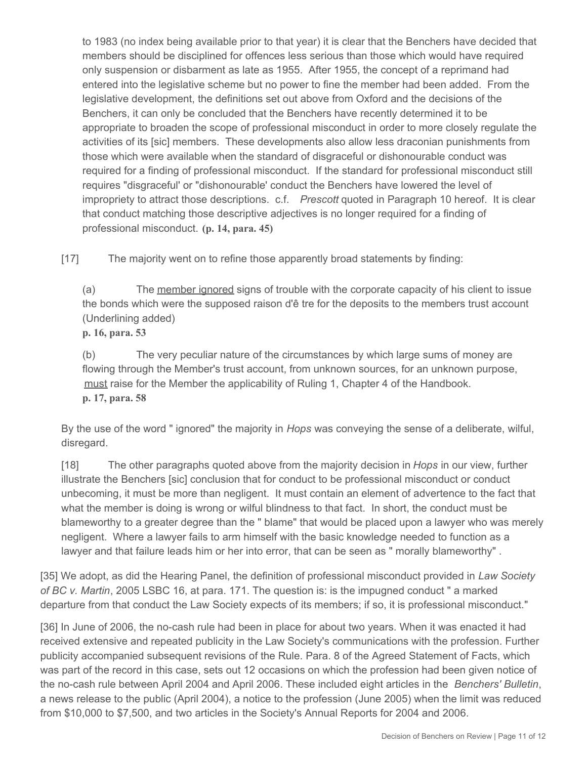to 1983 (no index being available prior to that year) it is clear that the Benchers have decided that members should be disciplined for offences less serious than those which would have required only suspension or disbarment as late as 1955. After 1955, the concept of a reprimand had entered into the legislative scheme but no power to fine the member had been added. From the legislative development, the definitions set out above from Oxford and the decisions of the Benchers, it can only be concluded that the Benchers have recently determined it to be appropriate to broaden the scope of professional misconduct in order to more closely regulate the activities of its [sic] members. These developments also allow less draconian punishments from those which were available when the standard of disgraceful or dishonourable conduct was required for a finding of professional misconduct. If the standard for professional misconduct still requires "disgraceful' or "dishonourable' conduct the Benchers have lowered the level of impropriety to attract those descriptions. c.f. *Prescott* quoted in Paragraph 10 hereof. It is clear that conduct matching those descriptive adjectives is no longer required for a finding of professional misconduct. **(p. 14, para. 45)**

[17] The majority went on to refine those apparently broad statements by finding:

> (a) The <u>member ignored</u> signs of trouble with the corporate capacity of his client to issue the bonds which were the supposed raison d'ê tre for the deposits to the members trust account (Underlining added)
> **p. 16, para. 53**
>
> (b) The very peculiar nature of the circumstances by which large sums of money are flowing through the Member's trust account, from unknown sources, for an unknown purpose, <u>must</u> raise for the Member the applicability of Ruling 1, Chapter 4 of the Handbook.
> **p. 17, para. 58**

By the use of the word " ignored" the majority in *Hops* was conveying the sense of a deliberate, wilful, disregard.

[18] The other paragraphs quoted above from the majority decision in *Hops* in our view, further illustrate the Benchers [sic] conclusion that for conduct to be professional misconduct or conduct unbecoming, it must be more than negligent. It must contain an element of advertence to the fact that what the member is doing is wrong or wilful blindness to that fact. In short, the conduct must be blameworthy to a greater degree than the " blame" that would be placed upon a lawyer who was merely negligent. Where a lawyer fails to arm himself with the basic knowledge needed to function as a lawyer and that failure leads him or her into error, that can be seen as " morally blameworthy" .

[35] We adopt, as did the Hearing Panel, the definition of professional misconduct provided in *Law Society of BC v. Martin*, 2005 LSBC 16, at para. 171. The question is: is the impugned conduct " a marked departure from that conduct the Law Society expects of its members; if so, it is professional misconduct."

[36] In June of 2006, the no-cash rule had been in place for about two years. When it was enacted it had received extensive and repeated publicity in the Law Society's communications with the profession. Further publicity accompanied subsequent revisions of the Rule. Para. 8 of the Agreed Statement of Facts, which was part of the record in this case, sets out 12 occasions on which the profession had been given notice of the no-cash rule between April 2004 and April 2006. These included eight articles in the *Benchers' Bulletin*, a news release to the public (April 2004), a notice to the profession (June 2005) when the limit was reduced from $10,000 to $7,500, and two articles in the Society's Annual Reports for 2004 and 2006.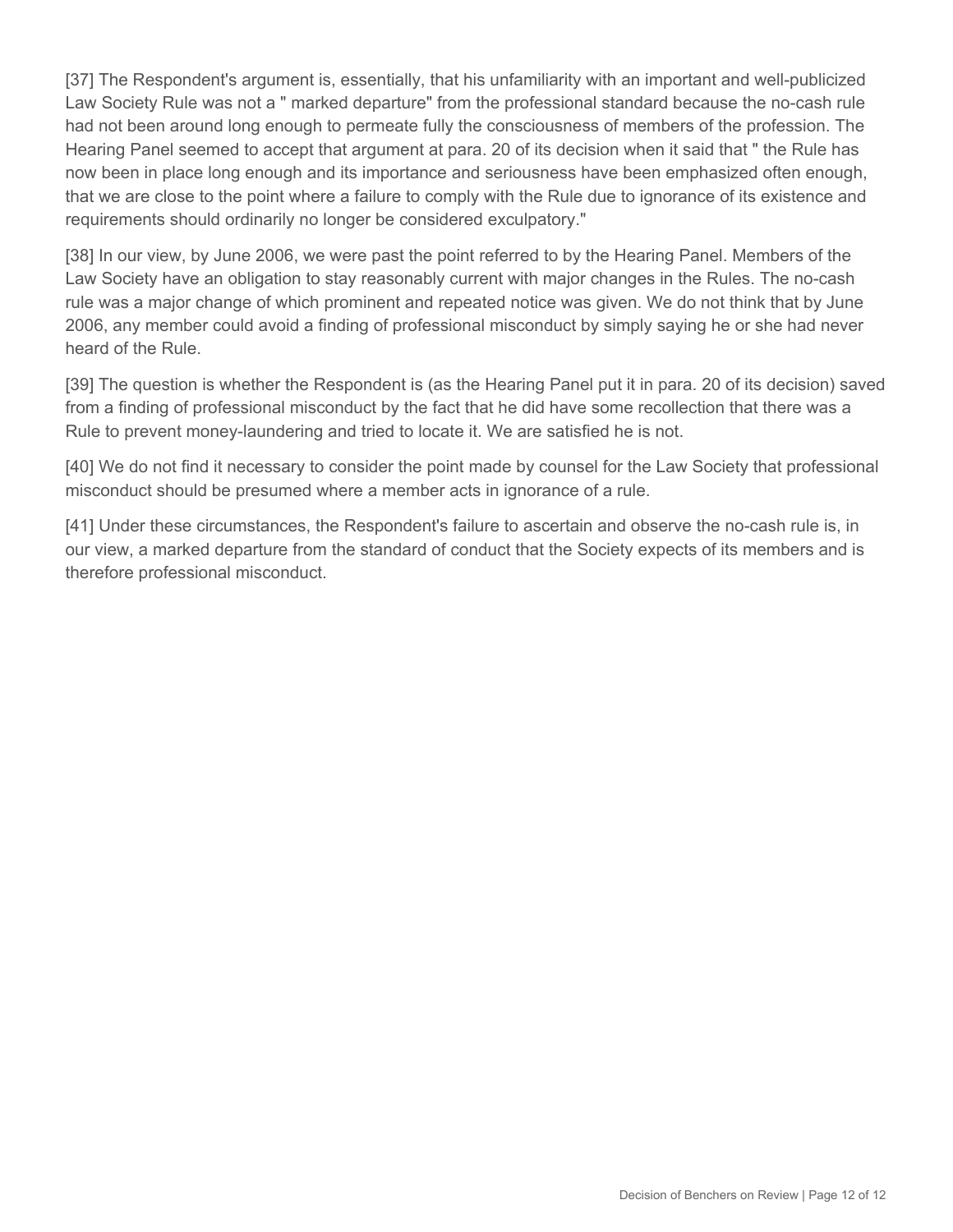[37] The Respondent's argument is, essentially, that his unfamiliarity with an important and well-publicized Law Society Rule was not a " marked departure" from the professional standard because the no-cash rule had not been around long enough to permeate fully the consciousness of members of the profession. The Hearing Panel seemed to accept that argument at para. 20 of its decision when it said that " the Rule has now been in place long enough and its importance and seriousness have been emphasized often enough, that we are close to the point where a failure to comply with the Rule due to ignorance of its existence and requirements should ordinarily no longer be considered exculpatory."

[38] In our view, by June 2006, we were past the point referred to by the Hearing Panel. Members of the Law Society have an obligation to stay reasonably current with major changes in the Rules. The no-cash rule was a major change of which prominent and repeated notice was given. We do not think that by June 2006, any member could avoid a finding of professional misconduct by simply saying he or she had never heard of the Rule.

[39] The question is whether the Respondent is (as the Hearing Panel put it in para. 20 of its decision) saved from a finding of professional misconduct by the fact that he did have some recollection that there was a Rule to prevent money-laundering and tried to locate it. We are satisfied he is not.

[40] We do not find it necessary to consider the point made by counsel for the Law Society that professional misconduct should be presumed where a member acts in ignorance of a rule.

[41] Under these circumstances, the Respondent's failure to ascertain and observe the no-cash rule is, in our view, a marked departure from the standard of conduct that the Society expects of its members and is therefore professional misconduct.